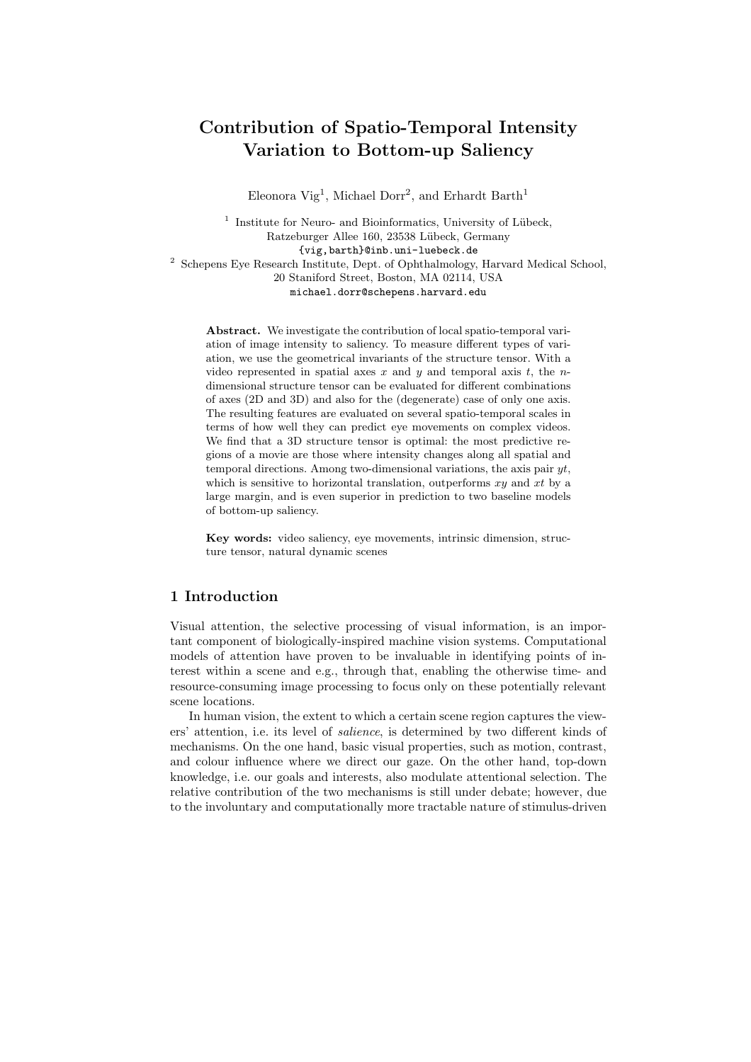# Contribution of Spatio-Temporal Intensity Variation to Bottom-up Saliency

Eleonora Vig[1], Michael Dorr[2], and Erhardt Barth[1]

[1] Institute for Neuro- and Bioinformatics, University of Lübeck, Ratzeburger Allee 160, 23538 Lübeck, Germany
{vig,barth}@inb.uni-luebeck.de

[2] Schepens Eye Research Institute, Dept. of Ophthalmology, Harvard Medical School, 20 Staniford Street, Boston, MA 02114, USA
michael.dorr@schepens.harvard.edu

**Abstract.** We investigate the contribution of local spatio-temporal variation of image intensity to saliency. To measure different types of variation, we use the geometrical invariants of the structure tensor. With a video represented in spatial axes $x$ and $y$ and temporal axis $t$, the $n$-dimensional structure tensor can be evaluated for different combinations of axes (2D and 3D) and also for the (degenerate) case of only one axis. The resulting features are evaluated on several spatio-temporal scales in terms of how well they can predict eye movements on complex videos. We find that a 3D structure tensor is optimal: the most predictive regions of a movie are those where intensity changes along all spatial and temporal directions. Among two-dimensional variations, the axis pair $yt$, which is sensitive to horizontal translation, outperforms $xy$ and $xt$ by a large margin, and is even superior in prediction to two baseline models of bottom-up saliency.

**Key words:** video saliency, eye movements, intrinsic dimension, structure tensor, natural dynamic scenes

## 1 Introduction

Visual attention, the selective processing of visual information, is an important component of biologically-inspired machine vision systems. Computational models of attention have proven to be invaluable in identifying points of interest within a scene and e.g., through that, enabling the otherwise time- and resource-consuming image processing to focus only on these potentially relevant scene locations.

In human vision, the extent to which a certain scene region captures the viewers' attention, i.e. its level of *salience*, is determined by two different kinds of mechanisms. On the one hand, basic visual properties, such as motion, contrast, and colour influence where we direct our gaze. On the other hand, top-down knowledge, i.e. our goals and interests, also modulate attentional selection. The relative contribution of the two mechanisms is still under debate; however, due to the involuntary and computationally more tractable nature of stimulus-driven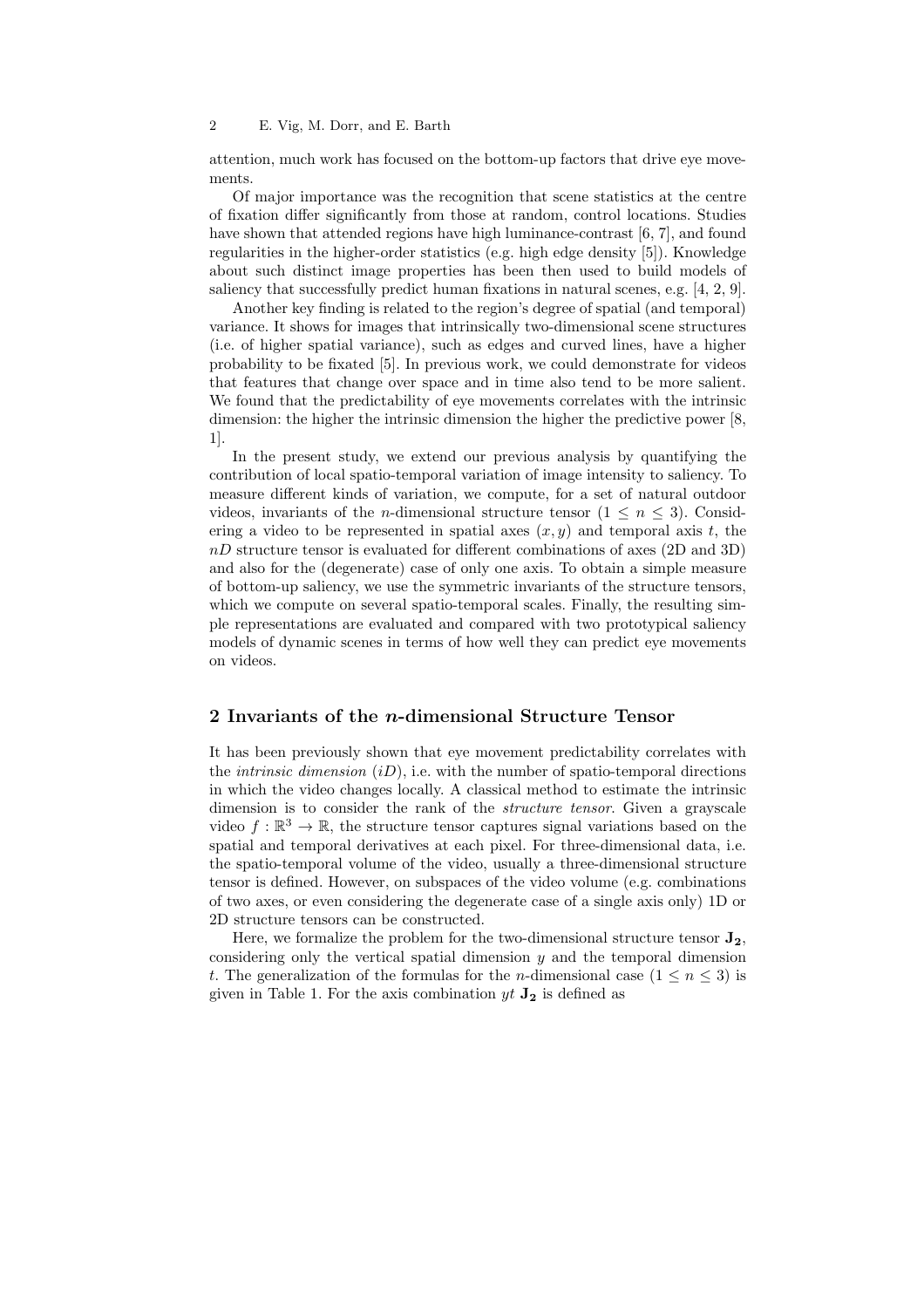attention, much work has focused on the bottom-up factors that drive eye movements.

Of major importance was the recognition that scene statistics at the centre of fixation differ significantly from those at random, control locations. Studies have shown that attended regions have high luminance-contrast [6, 7], and found regularities in the higher-order statistics (e.g. high edge density [5]). Knowledge about such distinct image properties has been then used to build models of saliency that successfully predict human fixations in natural scenes, e.g. [4, 2, 9].

Another key finding is related to the region's degree of spatial (and temporal) variance. It shows for images that intrinsically two-dimensional scene structures (i.e. of higher spatial variance), such as edges and curved lines, have a higher probability to be fixated [5]. In previous work, we could demonstrate for videos that features that change over space and in time also tend to be more salient. We found that the predictability of eye movements correlates with the intrinsic dimension: the higher the intrinsic dimension the higher the predictive power [8, 1].

In the present study, we extend our previous analysis by quantifying the contribution of local spatio-temporal variation of image intensity to saliency. To measure different kinds of variation, we compute, for a set of natural outdoor videos, invariants of the $n$-dimensional structure tensor ($1 \leq n \leq 3$). Considering a video to be represented in spatial axes $(x, y)$ and temporal axis $t$, the $nD$ structure tensor is evaluated for different combinations of axes (2D and 3D) and also for the (degenerate) case of only one axis. To obtain a simple measure of bottom-up saliency, we use the symmetric invariants of the structure tensors, which we compute on several spatio-temporal scales. Finally, the resulting simple representations are evaluated and compared with two prototypical saliency models of dynamic scenes in terms of how well they can predict eye movements on videos.

## 2 Invariants of the $n$-dimensional Structure Tensor

It has been previously shown that eye movement predictability correlates with the *intrinsic dimension* ($iD$), i.e. with the number of spatio-temporal directions in which the video changes locally. A classical method to estimate the intrinsic dimension is to consider the rank of the *structure tensor*. Given a grayscale video $f : \mathbb{R}^3 \rightarrow \mathbb{R}$, the structure tensor captures signal variations based on the spatial and temporal derivatives at each pixel. For three-dimensional data, i.e. the spatio-temporal volume of the video, usually a three-dimensional structure tensor is defined. However, on subspaces of the video volume (e.g. combinations of two axes, or even considering the degenerate case of a single axis only) 1D or 2D structure tensors can be constructed.

Here, we formalize the problem for the two-dimensional structure tensor $\mathbf{J_2}$, considering only the vertical spatial dimension $y$ and the temporal dimension $t$. The generalization of the formulas for the $n$-dimensional case ($1 \leq n \leq 3$) is given in Table 1. For the axis combination $yt$ $\mathbf{J_2}$ is defined as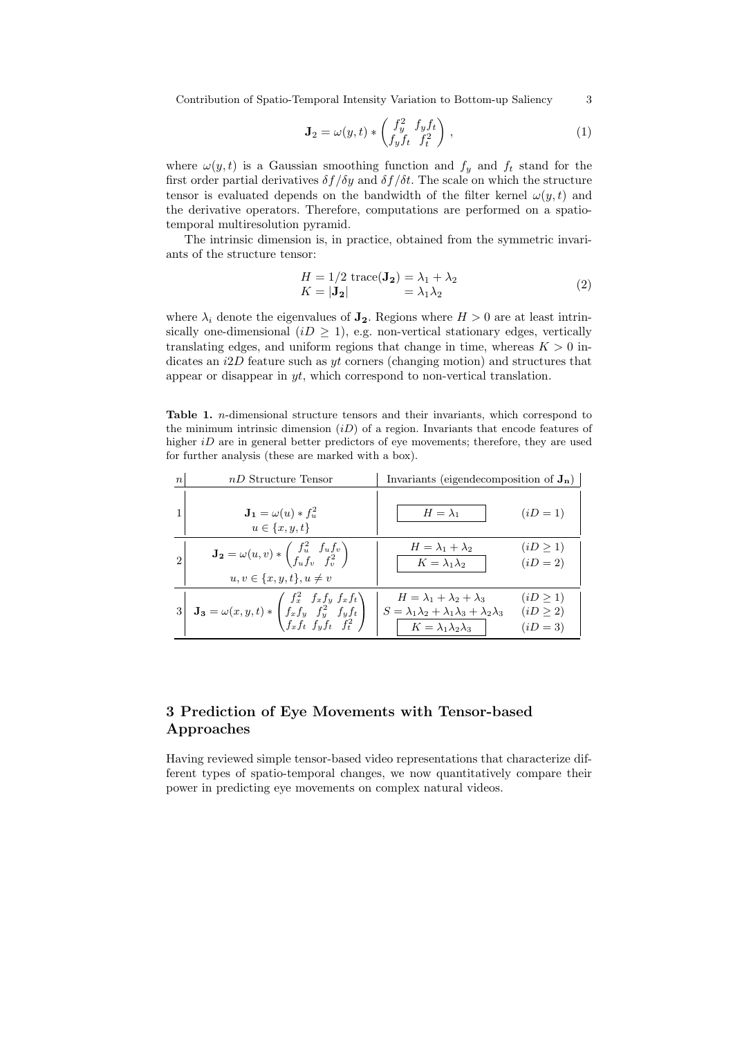$$\mathbf{J}_2 = \omega(y,t) * \begin{pmatrix} f_y^2 & f_y f_t \\ f_y f_t & f_t^2 \end{pmatrix}, \tag{1}$$

where $\omega(y,t)$ is a Gaussian smoothing function and $f_y$ and $f_t$ stand for the first order partial derivatives $\delta f/\delta y$ and $\delta f/\delta t$. The scale on which the structure tensor is evaluated depends on the bandwidth of the filter kernel $\omega(y,t)$ and the derivative operators. Therefore, computations are performed on a spatio-temporal multiresolution pyramid.

The intrinsic dimension is, in practice, obtained from the symmetric invariants of the structure tensor:

$$\begin{aligned} H &= 1/2 \ \mathrm{trace}(\mathbf{J_2}) = \lambda_1 + \lambda_2 \\ K &= |\mathbf{J_2}| \qquad\qquad\quad\ = \lambda_1 \lambda_2 \end{aligned} \tag{2}$$

where $\lambda_i$ denote the eigenvalues of $\mathbf{J_2}$. Regions where $H > 0$ are at least intrinsically one-dimensional ($iD \geq 1$), e.g. non-vertical stationary edges, vertically translating edges, and uniform regions that change in time, whereas $K > 0$ indicates an $i2D$ feature such as $yt$ corners (changing motion) and structures that appear or disappear in $yt$, which correspond to non-vertical translation.

**Table 1.** $n$-dimensional structure tensors and their invariants, which correspond to the minimum intrinsic dimension ($iD$) of a region. Invariants that encode features of higher $iD$ are in general better predictors of eye movements; therefore, they are used for further analysis (these are marked with a box).

| $n$ | $nD$ Structure Tensor | Invariants (eigendecomposition of $\mathbf{J_n}$) | |
|---|---|---|---|
| 1 | $\mathbf{J_1} = \omega(u) * f_u^2$, $u \in \{x,y,t\}$ | $\boxed{H = \lambda_1}$ | $(iD = 1)$ |
| 2 | $\mathbf{J_2} = \omega(u,v) * \begin{pmatrix} f_u^2 & f_u f_v \\ f_u f_v & f_v^2 \end{pmatrix}$, $u,v \in \{x,y,t\}, u \neq v$ | $H = \lambda_1 + \lambda_2$ | $(iD \geq 1)$ |
| | | $\boxed{K = \lambda_1 \lambda_2}$ | $(iD = 2)$ |
| 3 | $\mathbf{J_3} = \omega(x,y,t) * \begin{pmatrix} f_x^2 & f_x f_y & f_x f_t \\ f_x f_y & f_y^2 & f_y f_t \\ f_x f_t & f_y f_t & f_t^2 \end{pmatrix}$ | $H = \lambda_1 + \lambda_2 + \lambda_3$ | $(iD \geq 1)$ |
| | | $S = \lambda_1\lambda_2 + \lambda_1\lambda_3 + \lambda_2\lambda_3$ | $(iD \geq 2)$ |
| | | $\boxed{K = \lambda_1 \lambda_2 \lambda_3}$ | $(iD = 3)$ |

## 3 Prediction of Eye Movements with Tensor-based Approaches

Having reviewed simple tensor-based video representations that characterize different types of spatio-temporal changes, we now quantitatively compare their power in predicting eye movements on complex natural videos.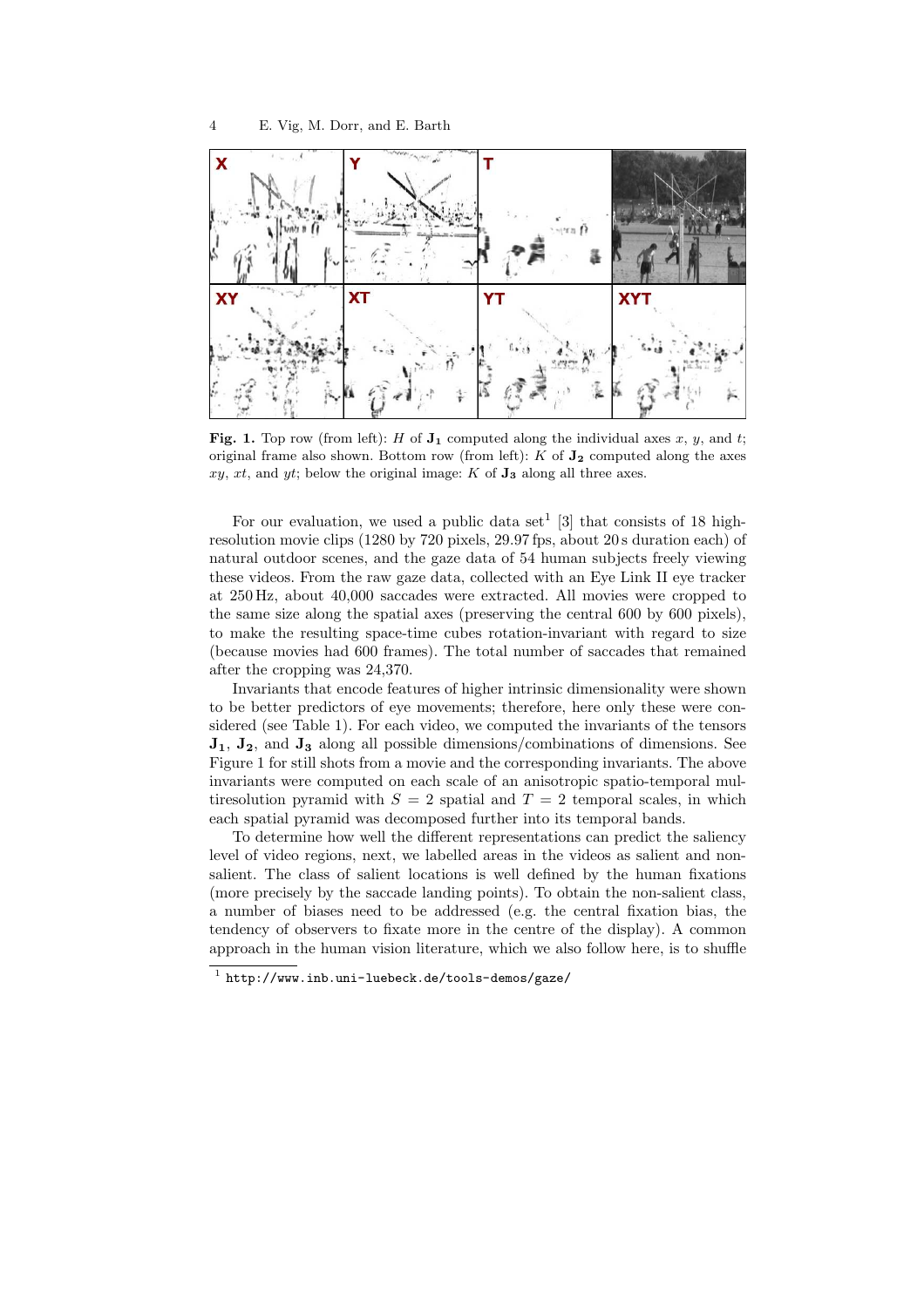**Fig. 1.** Top row (from left): $H$ of $\mathbf{J_1}$ computed along the individual axes $x$, $y$, and $t$; original frame also shown. Bottom row (from left): $K$ of $\mathbf{J_2}$ computed along the axes $xy$, $xt$, and $yt$; below the original image: $K$ of $\mathbf{J_3}$ along all three axes.

For our evaluation, we used a public data set[1] [3] that consists of 18 high-resolution movie clips (1280 by 720 pixels, 29.97 fps, about 20 s duration each) of natural outdoor scenes, and the gaze data of 54 human subjects freely viewing these videos. From the raw gaze data, collected with an Eye Link II eye tracker at 250 Hz, about 40,000 saccades were extracted. All movies were cropped to the same size along the spatial axes (preserving the central 600 by 600 pixels), to make the resulting space-time cubes rotation-invariant with regard to size (because movies had 600 frames). The total number of saccades that remained after the cropping was 24,370.

Invariants that encode features of higher intrinsic dimensionality were shown to be better predictors of eye movements; therefore, here only these were considered (see Table 1). For each video, we computed the invariants of the tensors $\mathbf{J_1}$, $\mathbf{J_2}$, and $\mathbf{J_3}$ along all possible dimensions/combinations of dimensions. See Figure 1 for still shots from a movie and the corresponding invariants. The above invariants were computed on each scale of an anisotropic spatio-temporal multiresolution pyramid with $S = 2$ spatial and $T = 2$ temporal scales, in which each spatial pyramid was decomposed further into its temporal bands.

To determine how well the different representations can predict the saliency level of video regions, next, we labelled areas in the videos as salient and non-salient. The class of salient locations is well defined by the human fixations (more precisely by the saccade landing points). To obtain the non-salient class, a number of biases need to be addressed (e.g. the central fixation bias, the tendency of observers to fixate more in the centre of the display). A common approach in the human vision literature, which we also follow here, is to shuffle

[1] http://www.inb.uni-luebeck.de/tools-demos/gaze/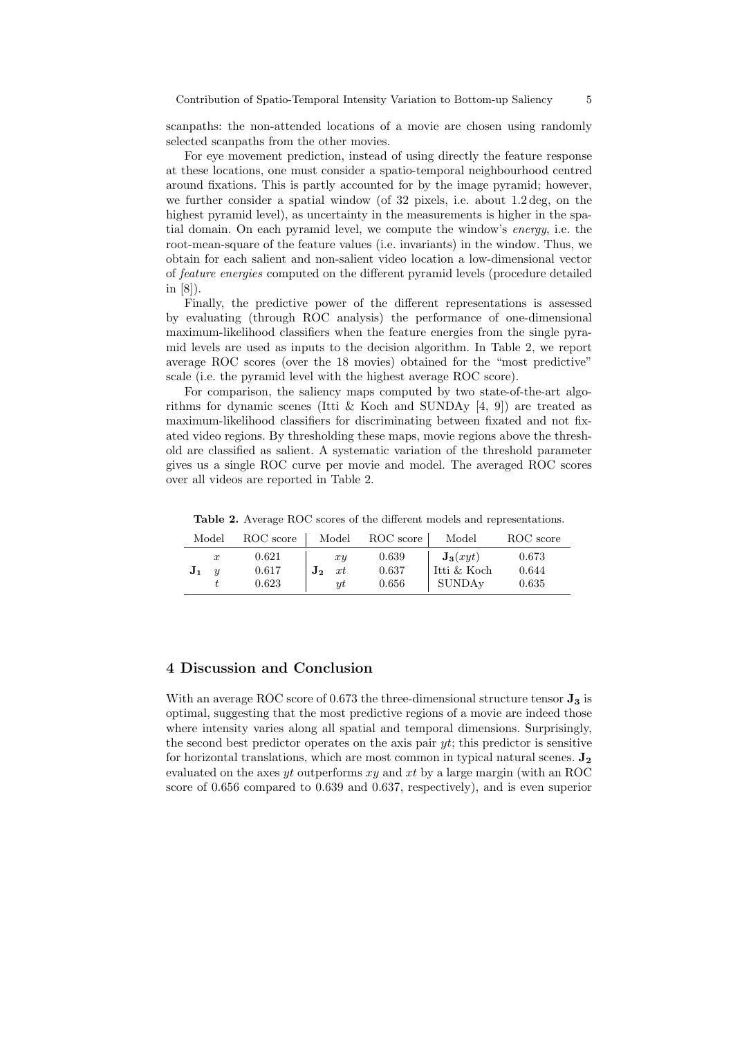scanpaths: the non-attended locations of a movie are chosen using randomly selected scanpaths from the other movies.

For eye movement prediction, instead of using directly the feature response at these locations, one must consider a spatio-temporal neighbourhood centred around fixations. This is partly accounted for by the image pyramid; however, we further consider a spatial window (of 32 pixels, i.e. about 1.2 deg, on the highest pyramid level), as uncertainty in the measurements is higher in the spatial domain. On each pyramid level, we compute the window's *energy*, i.e. the root-mean-square of the feature values (i.e. invariants) in the window. Thus, we obtain for each salient and non-salient video location a low-dimensional vector of *feature energies* computed on the different pyramid levels (procedure detailed in [8]).

Finally, the predictive power of the different representations is assessed by evaluating (through ROC analysis) the performance of one-dimensional maximum-likelihood classifiers when the feature energies from the single pyramid levels are used as inputs to the decision algorithm. In Table 2, we report average ROC scores (over the 18 movies) obtained for the "most predictive" scale (i.e. the pyramid level with the highest average ROC score).

For comparison, the saliency maps computed by two state-of-the-art algorithms for dynamic scenes (Itti & Koch and SUNDAy [4, 9]) are treated as maximum-likelihood classifiers for discriminating between fixated and not fixated video regions. By thresholding these maps, movie regions above the threshold are classified as salient. A systematic variation of the threshold parameter gives us a single ROC curve per movie and model. The averaged ROC scores over all videos are reported in Table 2.

**Table 2.** Average ROC scores of the different models and representations.

| Model | | ROC score | Model | | ROC score | Model | ROC score |
|---|---|---|---|---|---|---|---|
| | $x$ | 0.621 | | $xy$ | 0.639 | $\mathbf{J_3}(xyt)$ | 0.673 |
| $\mathbf{J_1}$ | $y$ | 0.617 | $\mathbf{J_2}$ | $xt$ | 0.637 | Itti & Koch | 0.644 |
| | $t$ | 0.623 | | $yt$ | 0.656 | SUNDAy | 0.635 |

## 4 Discussion and Conclusion

With an average ROC score of 0.673 the three-dimensional structure tensor $\mathbf{J_3}$ is optimal, suggesting that the most predictive regions of a movie are indeed those where intensity varies along all spatial and temporal dimensions. Surprisingly, the second best predictor operates on the axis pair $yt$; this predictor is sensitive for horizontal translations, which are most common in typical natural scenes. $\mathbf{J_2}$ evaluated on the axes $yt$ outperforms $xy$ and $xt$ by a large margin (with an ROC score of 0.656 compared to 0.639 and 0.637, respectively), and is even superior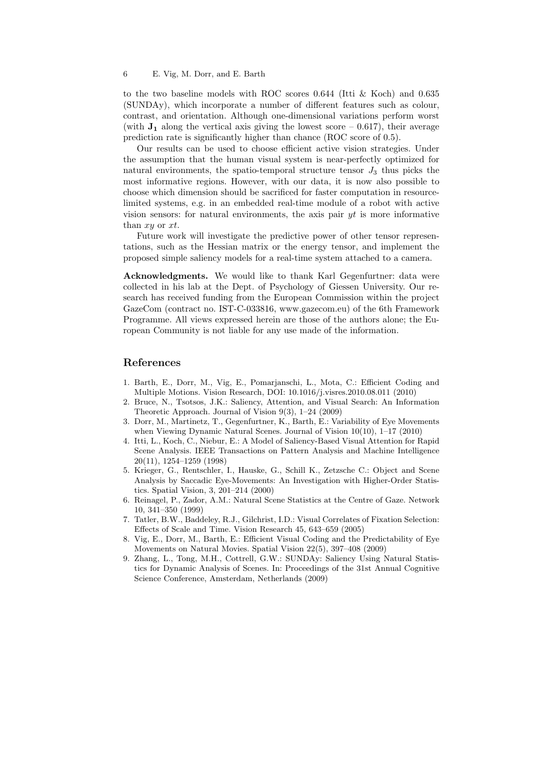to the two baseline models with ROC scores 0.644 (Itti & Koch) and 0.635 (SUNDAy), which incorporate a number of different features such as colour, contrast, and orientation. Although one-dimensional variations perform worst (with $\mathbf{J_1}$ along the vertical axis giving the lowest score – 0.617), their average prediction rate is significantly higher than chance (ROC score of 0.5).

Our results can be used to choose efficient active vision strategies. Under the assumption that the human visual system is near-perfectly optimized for natural environments, the spatio-temporal structure tensor $J_3$ thus picks the most informative regions. However, with our data, it is now also possible to choose which dimension should be sacrificed for faster computation in resource-limited systems, e.g. in an embedded real-time module of a robot with active vision sensors: for natural environments, the axis pair $yt$ is more informative than $xy$ or $xt$.

Future work will investigate the predictive power of other tensor representations, such as the Hessian matrix or the energy tensor, and implement the proposed simple saliency models for a real-time system attached to a camera.

**Acknowledgments.** We would like to thank Karl Gegenfurtner: data were collected in his lab at the Dept. of Psychology of Giessen University. Our research has received funding from the European Commission within the project GazeCom (contract no. IST-C-033816, www.gazecom.eu) of the 6th Framework Programme. All views expressed herein are those of the authors alone; the European Community is not liable for any use made of the information.

## References

1. Barth, E., Dorr, M., Vig, E., Pomarjanschi, L., Mota, C.: Efficient Coding and Multiple Motions. Vision Research, DOI: 10.1016/j.visres.2010.08.011 (2010)
2. Bruce, N., Tsotsos, J.K.: Saliency, Attention, and Visual Search: An Information Theoretic Approach. Journal of Vision 9(3), 1–24 (2009)
3. Dorr, M., Martinetz, T., Gegenfurtner, K., Barth, E.: Variability of Eye Movements when Viewing Dynamic Natural Scenes. Journal of Vision 10(10), 1–17 (2010)
4. Itti, L., Koch, C., Niebur, E.: A Model of Saliency-Based Visual Attention for Rapid Scene Analysis. IEEE Transactions on Pattern Analysis and Machine Intelligence 20(11), 1254–1259 (1998)
5. Krieger, G., Rentschler, I., Hauske, G., Schill K., Zetzsche C.: Object and Scene Analysis by Saccadic Eye-Movements: An Investigation with Higher-Order Statistics. Spatial Vision, 3, 201–214 (2000)
6. Reinagel, P., Zador, A.M.: Natural Scene Statistics at the Centre of Gaze. Network 10, 341–350 (1999)
7. Tatler, B.W., Baddeley, R.J., Gilchrist, I.D.: Visual Correlates of Fixation Selection: Effects of Scale and Time. Vision Research 45, 643–659 (2005)
8. Vig, E., Dorr, M., Barth, E.: Efficient Visual Coding and the Predictability of Eye Movements on Natural Movies. Spatial Vision 22(5), 397–408 (2009)
9. Zhang, L., Tong, M.H., Cottrell, G.W.: SUNDAy: Saliency Using Natural Statistics for Dynamic Analysis of Scenes. In: Proceedings of the 31st Annual Cognitive Science Conference, Amsterdam, Netherlands (2009)